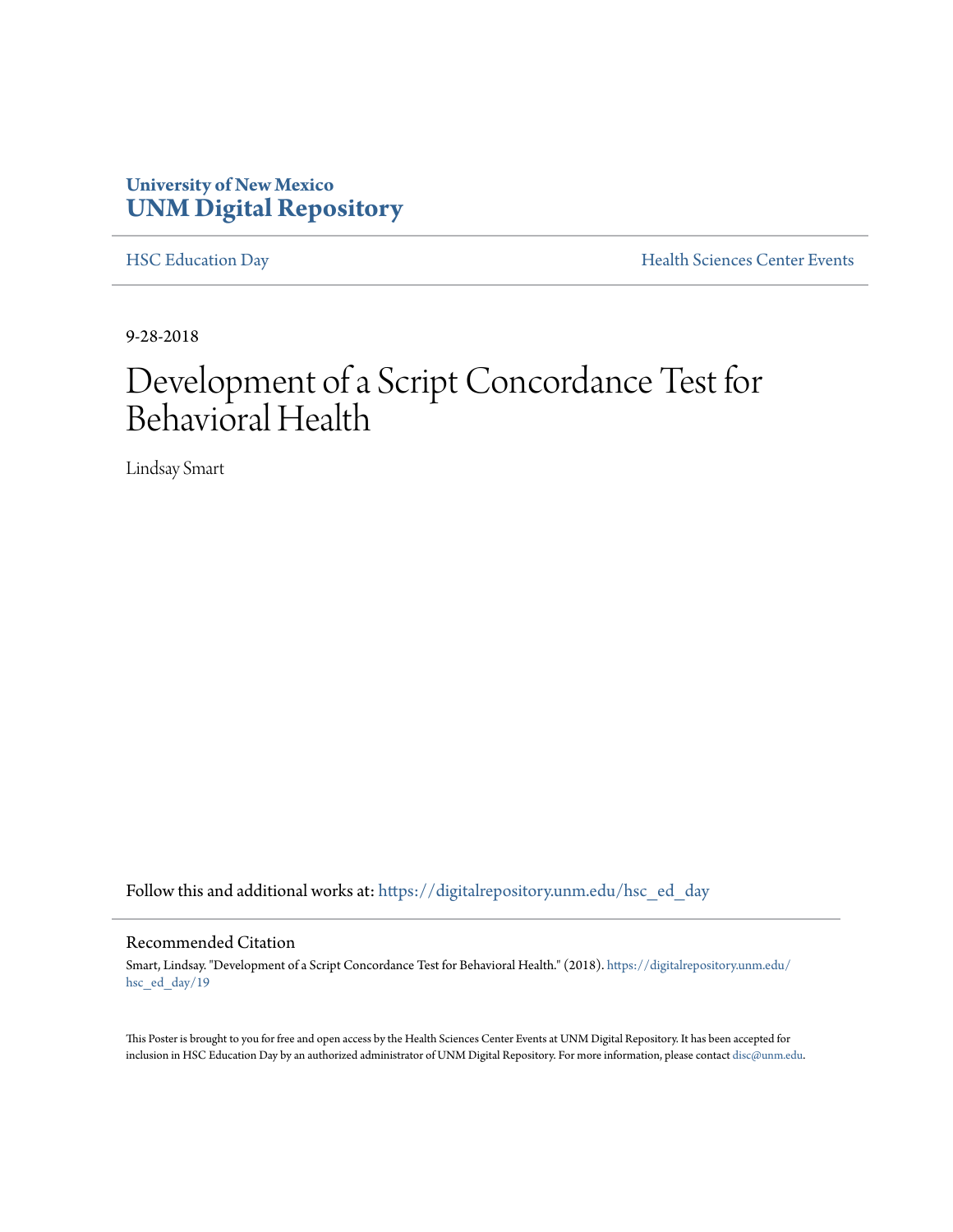University of New Mexico
**UNM Digital Repository**

HSC Education Day | Health Sciences Center Events

9-28-2018

# Development of a Script Concordance Test for Behavioral Health

Lindsay Smart

Follow this and additional works at: https://digitalrepository.unm.edu/hsc_ed_day

## Recommended Citation

Smart, Lindsay. "Development of a Script Concordance Test for Behavioral Health." (2018). https://digitalrepository.unm.edu/hsc_ed_day/19

This Poster is brought to you for free and open access by the Health Sciences Center Events at UNM Digital Repository. It has been accepted for inclusion in HSC Education Day by an authorized administrator of UNM Digital Repository. For more information, please contact disc@unm.edu.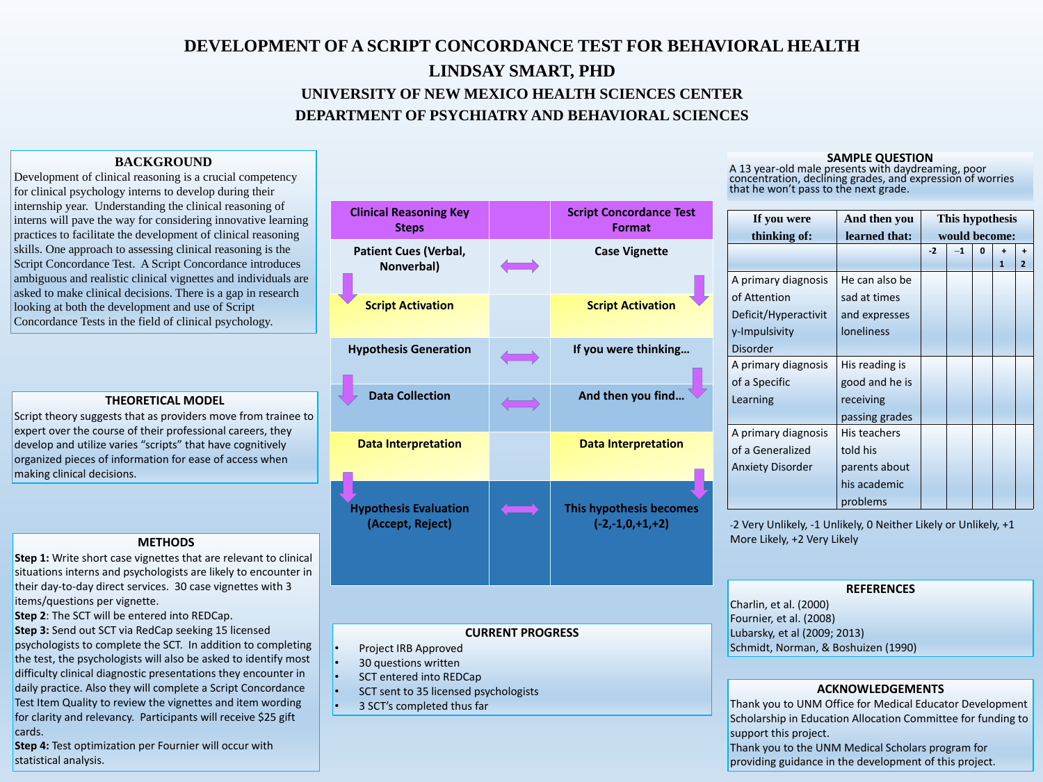# DEVELOPMENT OF A SCRIPT CONCORDANCE TEST FOR BEHAVIORAL HEALTH

## LINDSAY SMART, PHD

### UNIVERSITY OF NEW MEXICO HEALTH SCIENCES CENTER
### DEPARTMENT OF PSYCHIATRY AND BEHAVIORAL SCIENCES

## BACKGROUND

Development of clinical reasoning is a crucial competency for clinical psychology interns to develop during their internship year. Understanding the clinical reasoning of interns will pave the way for considering innovative learning practices to facilitate the development of clinical reasoning skills. One approach to assessing clinical reasoning is the Script Concordance Test. A Script Concordance introduces ambiguous and realistic clinical vignettes and individuals are asked to make clinical decisions. There is a gap in research looking at both the development and use of Script Concordance Tests in the field of clinical psychology.

## THEORETICAL MODEL

Script theory suggests that as providers move from trainee to expert over the course of their professional careers, they develop and utilize varies "scripts" that have cognitively organized pieces of information for ease of access when making clinical decisions.

## METHODS

**Step 1:** Write short case vignettes that are relevant to clinical situations interns and psychologists are likely to encounter in their day-to-day direct services. 30 case vignettes with 3 items/questions per vignette.

**Step 2**: The SCT will be entered into REDCap.

**Step 3:** Send out SCT via RedCap seeking 15 licensed psychologists to complete the SCT. In addition to completing the test, the psychologists will also be asked to identify most difficulty clinical diagnostic presentations they encounter in daily practice. Also they will complete a Script Concordance Test Item Quality to review the vignettes and item wording for clarity and relevancy. Participants will receive $25 gift cards.

**Step 4:** Test optimization per Fournier will occur with statistical analysis.

| Clinical Reasoning Key Steps | | Script Concordance Test Format |
|---|---|---|
| Patient Cues (Verbal, Nonverbal) | ↔ | Case Vignette |
| Script Activation | | Script Activation |
| Hypothesis Generation | ↔ | If you were thinking… |
| Data Collection | ↔ | And then you find… |
| Data Interpretation | | Data Interpretation |
| Hypothesis Evaluation (Accept, Reject) | ↔ | This hypothesis becomes (-2,-1,0,+1,+2) |

## CURRENT PROGRESS

- Project IRB Approved
- 30 questions written
- SCT entered into REDCap
- SCT sent to 35 licensed psychologists
- 3 SCT's completed thus far

## SAMPLE QUESTION

A 13 year-old male presents with daydreaming, poor concentration, declining grades, and expression of worries that he won't pass to the next grade.

| If you were thinking of: | And then you learned that: | This hypothesis would become: | | | | |
|---|---|---|---|---|---|---|
| | | -2 | –1 | 0 | +1 | +2 |
| A primary diagnosis of Attention Deficit/Hyperactivity-Impulsivity Disorder | He can also be sad at times and expresses loneliness | | | | | |
| A primary diagnosis of a Specific Learning | His reading is good and he is receiving passing grades | | | | | |
| A primary diagnosis of a Generalized Anxiety Disorder | His teachers told his parents about his academic problems | | | | | |

-2 Very Unlikely, -1 Unlikely, 0 Neither Likely or Unlikely, +1 More Likely, +2 Very Likely

## REFERENCES

Charlin, et al. (2000)
Fournier, et al. (2008)
Lubarsky, et al (2009; 2013)
Schmidt, Norman, & Boshuizen (1990)

## ACKNOWLEDGEMENTS

Thank you to UNM Office for Medical Educator Development Scholarship in Education Allocation Committee for funding to support this project.
Thank you to the UNM Medical Scholars program for providing guidance in the development of this project.